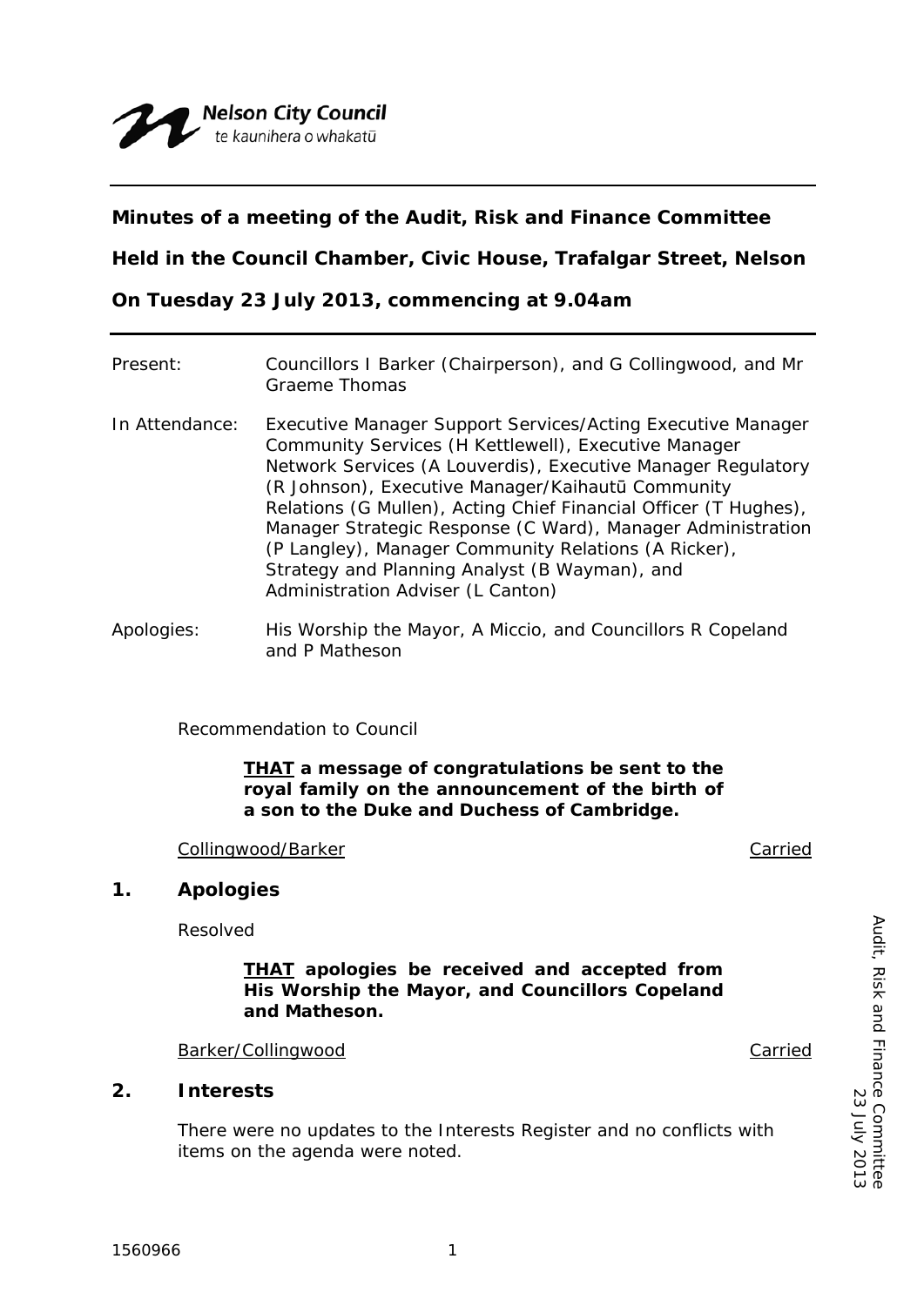Nelson City Council
te kaunihera o whakatū

---

**Minutes of a meeting of the Audit, Risk and Finance Committee**

**Held in the Council Chamber, Civic House, Trafalgar Street, Nelson**

**On Tuesday 23 July 2013, commencing at 9.04am**

---

| | |
|---|---|
| Present: | Councillors I Barker (Chairperson), and G Collingwood, and Mr Graeme Thomas |
| In Attendance: | Executive Manager Support Services/Acting Executive Manager Community Services (H Kettlewell), Executive Manager Network Services (A Louverdis), Executive Manager Regulatory (R Johnson), Executive Manager/Kaihautū Community Relations (G Mullen), Acting Chief Financial Officer (T Hughes), Manager Strategic Response (C Ward), Manager Administration (P Langley), Manager Community Relations (A Ricker), Strategy and Planning Analyst (B Wayman), and Administration Adviser (L Canton) |
| Apologies: | His Worship the Mayor, A Miccio, and Councillors R Copeland and P Matheson |

Recommendation to Council

> **THAT a message of congratulations be sent to the royal family on the announcement of the birth of a son to the Duke and Duchess of Cambridge.**

Collingwood/Barker — Carried

## 1. Apologies

Resolved

> **THAT apologies be received and accepted from His Worship the Mayor, and Councillors Copeland and Matheson.**

Barker/Collingwood — Carried

## 2. Interests

There were no updates to the Interests Register and no conflicts with items on the agenda were noted.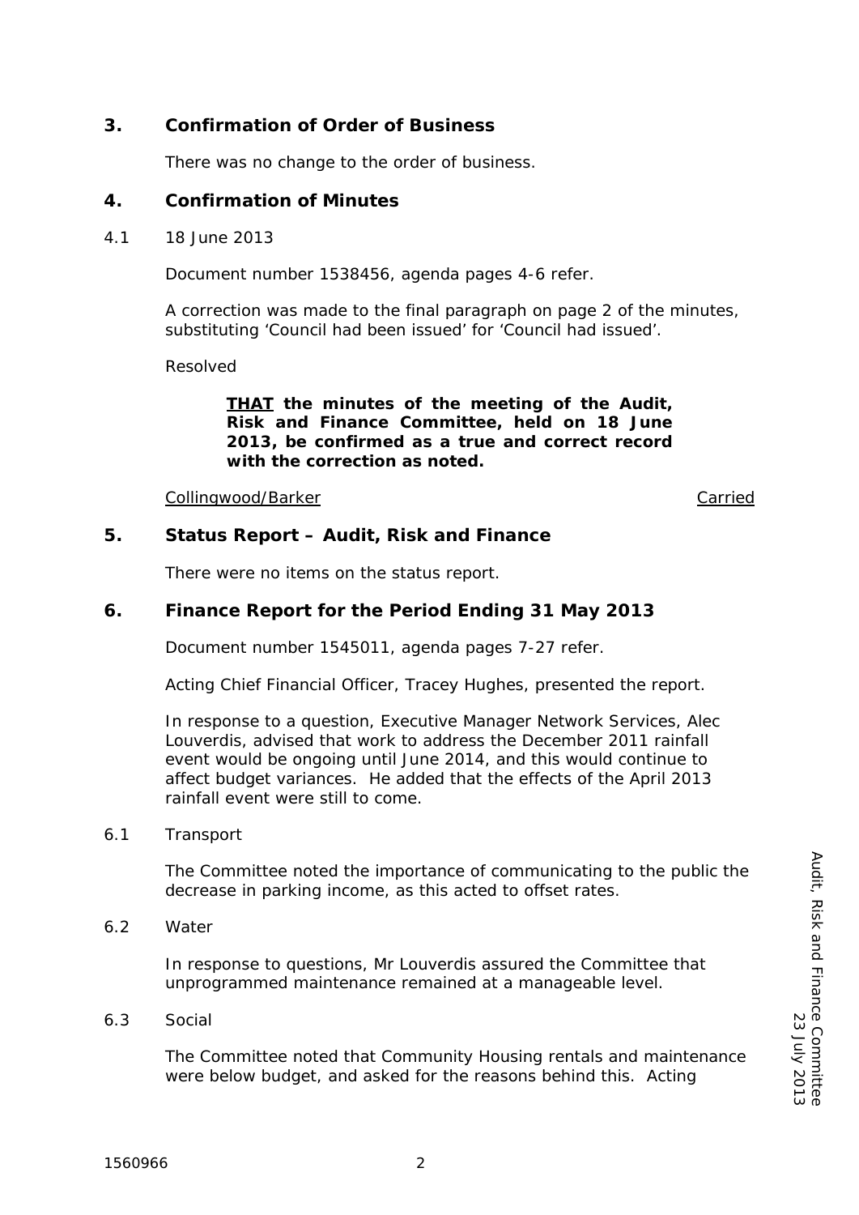## 3. Confirmation of Order of Business

There was no change to the order of business.

## 4. Confirmation of Minutes

4.1 18 June 2013

Document number 1538456, agenda pages 4-6 refer.

A correction was made to the final paragraph on page 2 of the minutes, substituting 'Council had been issued' for 'Council had issued'.

Resolved

> **<u>THAT</u> the minutes of the meeting of the Audit, Risk and Finance Committee, held on 18 June 2013, be confirmed as a true and correct record with the correction as noted.**

<u>Collingwood/Barker</u> <u>Carried</u>

## 5. Status Report – Audit, Risk and Finance

There were no items on the status report.

## 6. Finance Report for the Period Ending 31 May 2013

Document number 1545011, agenda pages 7-27 refer.

Acting Chief Financial Officer, Tracey Hughes, presented the report.

In response to a question, Executive Manager Network Services, Alec Louverdis, advised that work to address the December 2011 rainfall event would be ongoing until June 2014, and this would continue to affect budget variances. He added that the effects of the April 2013 rainfall event were still to come.

6.1 Transport

The Committee noted the importance of communicating to the public the decrease in parking income, as this acted to offset rates.

6.2 Water

In response to questions, Mr Louverdis assured the Committee that unprogrammed maintenance remained at a manageable level.

6.3 Social

The Committee noted that Community Housing rentals and maintenance were below budget, and asked for the reasons behind this. Acting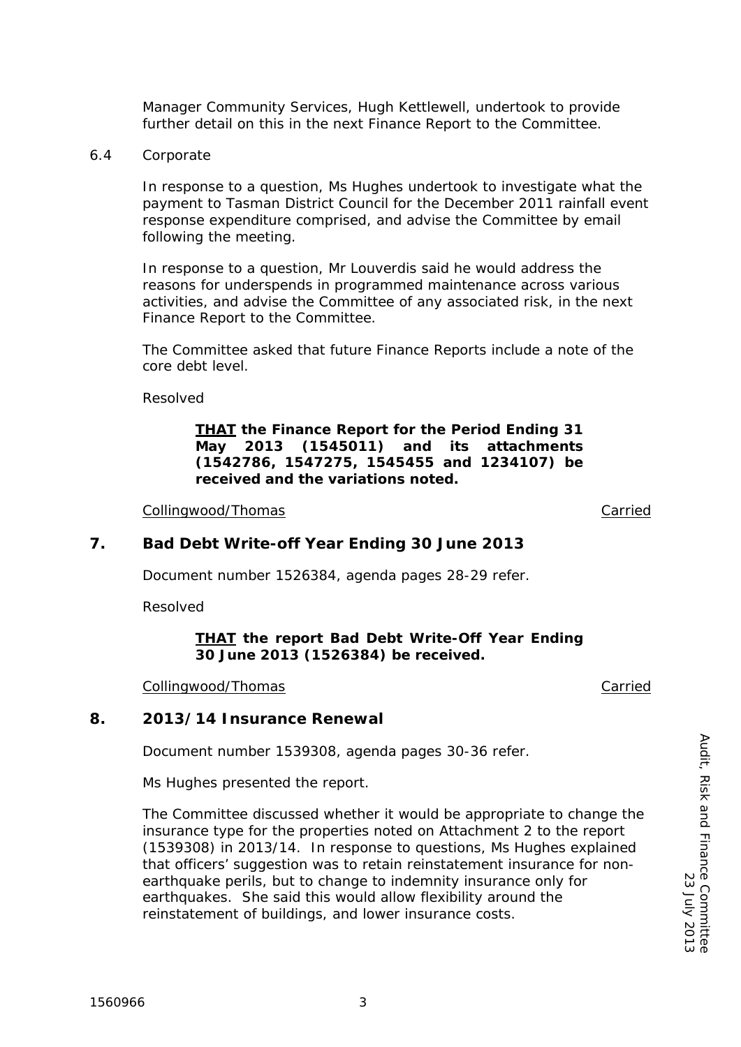Manager Community Services, Hugh Kettlewell, undertook to provide further detail on this in the next Finance Report to the Committee.

6.4 Corporate

In response to a question, Ms Hughes undertook to investigate what the payment to Tasman District Council for the December 2011 rainfall event response expenditure comprised, and advise the Committee by email following the meeting.

In response to a question, Mr Louverdis said he would address the reasons for underspends in programmed maintenance across various activities, and advise the Committee of any associated risk, in the next Finance Report to the Committee.

The Committee asked that future Finance Reports include a note of the core debt level.

Resolved

> **THAT the Finance Report for the Period Ending 31 May 2013 (1545011) and its attachments (1542786, 1547275, 1545455 and 1234107) be received and the variations noted.**

Collingwood/Thomas — Carried

## 7. Bad Debt Write-off Year Ending 30 June 2013

Document number 1526384, agenda pages 28-29 refer.

Resolved

> **THAT the report Bad Debt Write-Off Year Ending 30 June 2013 (1526384) be received.**

Collingwood/Thomas — Carried

## 8. 2013/14 Insurance Renewal

Document number 1539308, agenda pages 30-36 refer.

Ms Hughes presented the report.

The Committee discussed whether it would be appropriate to change the insurance type for the properties noted on Attachment 2 to the report (1539308) in 2013/14. In response to questions, Ms Hughes explained that officers' suggestion was to retain reinstatement insurance for non-earthquake perils, but to change to indemnity insurance only for earthquakes. She said this would allow flexibility around the reinstatement of buildings, and lower insurance costs.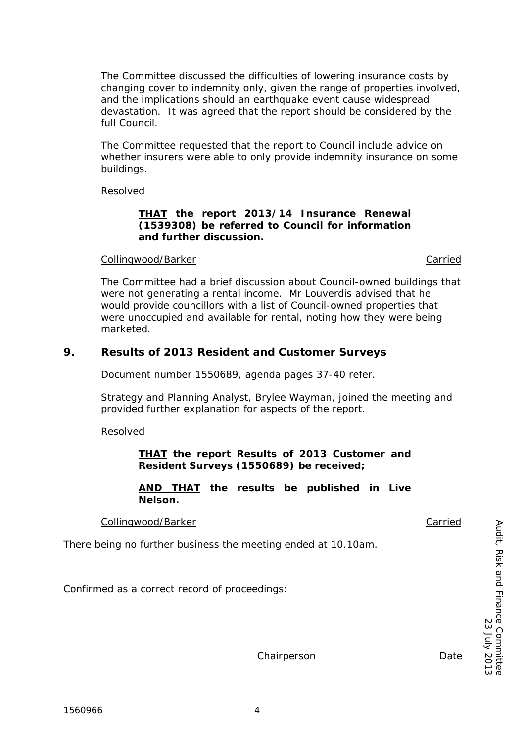The Committee discussed the difficulties of lowering insurance costs by changing cover to indemnity only, given the range of properties involved, and the implications should an earthquake event cause widespread devastation. It was agreed that the report should be considered by the full Council.

The Committee requested that the report to Council include advice on whether insurers were able to only provide indemnity insurance on some buildings.

Resolved

> **<u>THAT</u> the report 2013/14 Insurance Renewal (1539308) be referred to Council for information and further discussion.**

<u>Collingwood/Barker</u> <u>Carried</u>

The Committee had a brief discussion about Council-owned buildings that were not generating a rental income. Mr Louverdis advised that he would provide councillors with a list of Council-owned properties that were unoccupied and available for rental, noting how they were being marketed.

## 9. Results of 2013 Resident and Customer Surveys

Document number 1550689, agenda pages 37-40 refer.

Strategy and Planning Analyst, Brylee Wayman, joined the meeting and provided further explanation for aspects of the report.

Resolved

> **<u>THAT</u> the report Results of 2013 Customer and Resident Surveys (1550689) be received;**
>
> **<u>AND THAT</u> the results be published in Live Nelson.**

<u>Collingwood/Barker</u> <u>Carried</u>

There being no further business the meeting ended at 10.10am.

Confirmed as a correct record of proceedings:

_______________________ Chairperson _______________ Date